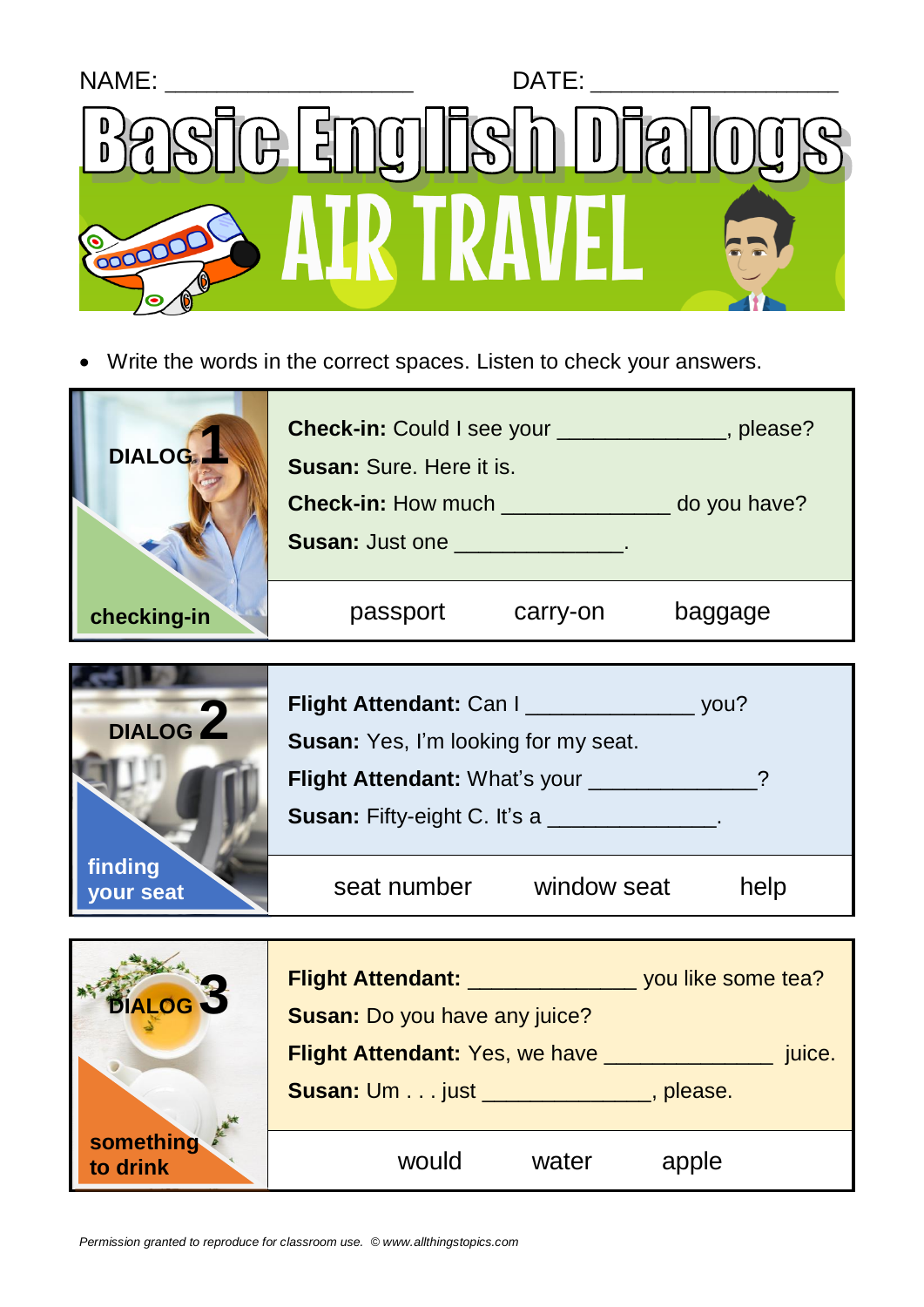NAME: ___________________ DATE: ___________________

# Basic English Dialogs

## AIR TRAVEL

- Write the words in the correct spaces. Listen to check your answers.

### DIALOG 1 — checking-in

**Check-in:** Could I see your _____________, please?

**Susan:** Sure. Here it is.

**Check-in:** How much _____________ do you have?

**Susan:** Just one _____________.

passport carry-on baggage

### DIALOG 2 — finding your seat

**Flight Attendant:** Can I _____________ you?

**Susan:** Yes, I'm looking for my seat.

**Flight Attendant:** What's your _____________?

**Susan:** Fifty-eight C. It's a _____________.

seat number window seat help

### DIALOG 3 — something to drink

**Flight Attendant:** _____________ you like some tea?

**Susan:** Do you have any juice?

**Flight Attendant:** Yes, we have _____________ juice.

**Susan:** Um . . . just _____________, please.

would water apple

*Permission granted to reproduce for classroom use. © www.allthingstopics.com*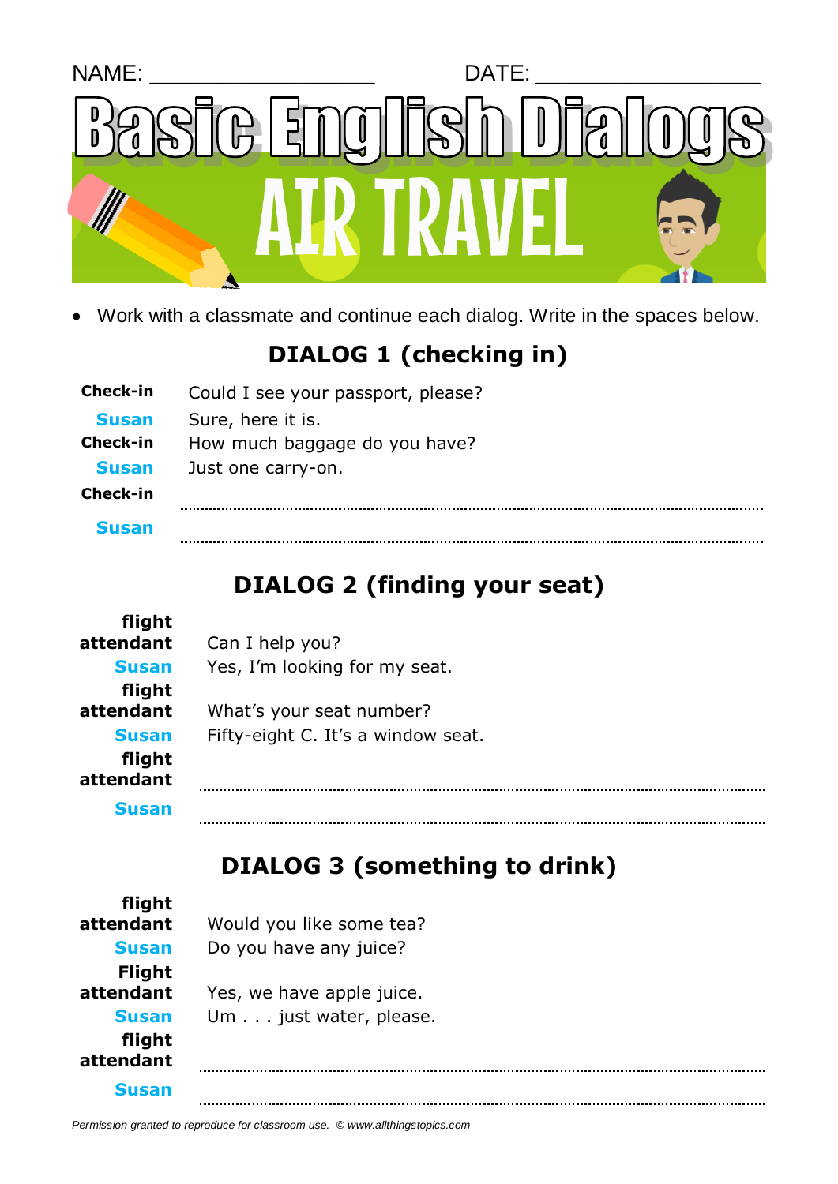NAME: ________________ DATE: ________________

# Basic English Dialogs

# AIR TRAVEL

- Work with a classmate and continue each dialog. Write in the spaces below.

## DIALOG 1 (checking in)

**Check-in** Could I see your passport, please?
**Susan** Sure, here it is.
**Check-in** How much baggage do you have?
**Susan** Just one carry-on.
**Check-in** ..................................................................................................
**Susan** ..................................................................................................

## DIALOG 2 (finding your seat)

**flight attendant** Can I help you?
**Susan** Yes, I'm looking for my seat.
**flight attendant** What's your seat number?
**Susan** Fifty-eight C. It's a window seat.
**flight attendant** ..................................................................................................
**Susan** ..................................................................................................

## DIALOG 3 (something to drink)

**flight attendant** Would you like some tea?
**Susan** Do you have any juice?
**Flight attendant** Yes, we have apple juice.
**Susan** Um . . . just water, please.
**flight attendant** ..................................................................................................
**Susan** ..................................................................................................

*Permission granted to reproduce for classroom use. © www.allthingstopics.com*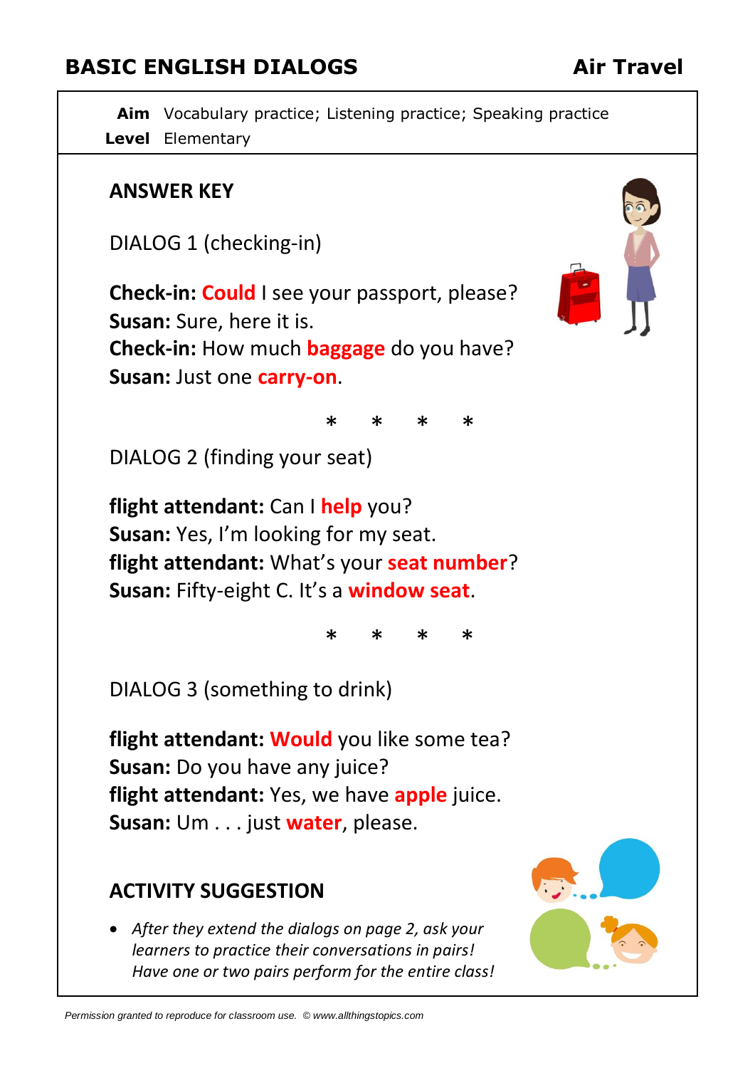# BASIC ENGLISH DIALOGS — Air Travel

**Aim** Vocabulary practice; Listening practice; Speaking practice
**Level** Elementary

## ANSWER KEY

DIALOG 1 (checking-in)

**Check-in:** **Could** I see your passport, please?
**Susan:** Sure, here it is.
**Check-in:** How much **baggage** do you have?
**Susan:** Just one **carry-on**.

\* \* \* \*

DIALOG 2 (finding your seat)

**flight attendant:** Can I **help** you?
**Susan:** Yes, I'm looking for my seat.
**flight attendant:** What's your **seat number**?
**Susan:** Fifty-eight C. It's a **window seat**.

\* \* \* \*

DIALOG 3 (something to drink)

**flight attendant:** **Would** you like some tea?
**Susan:** Do you have any juice?
**flight attendant:** Yes, we have **apple** juice.
**Susan:** Um . . . just **water**, please.

## ACTIVITY SUGGESTION

- *After they extend the dialogs on page 2, ask your learners to practice their conversations in pairs! Have one or two pairs perform for the entire class!*

*Permission granted to reproduce for classroom use. © www.allthingstopics.com*